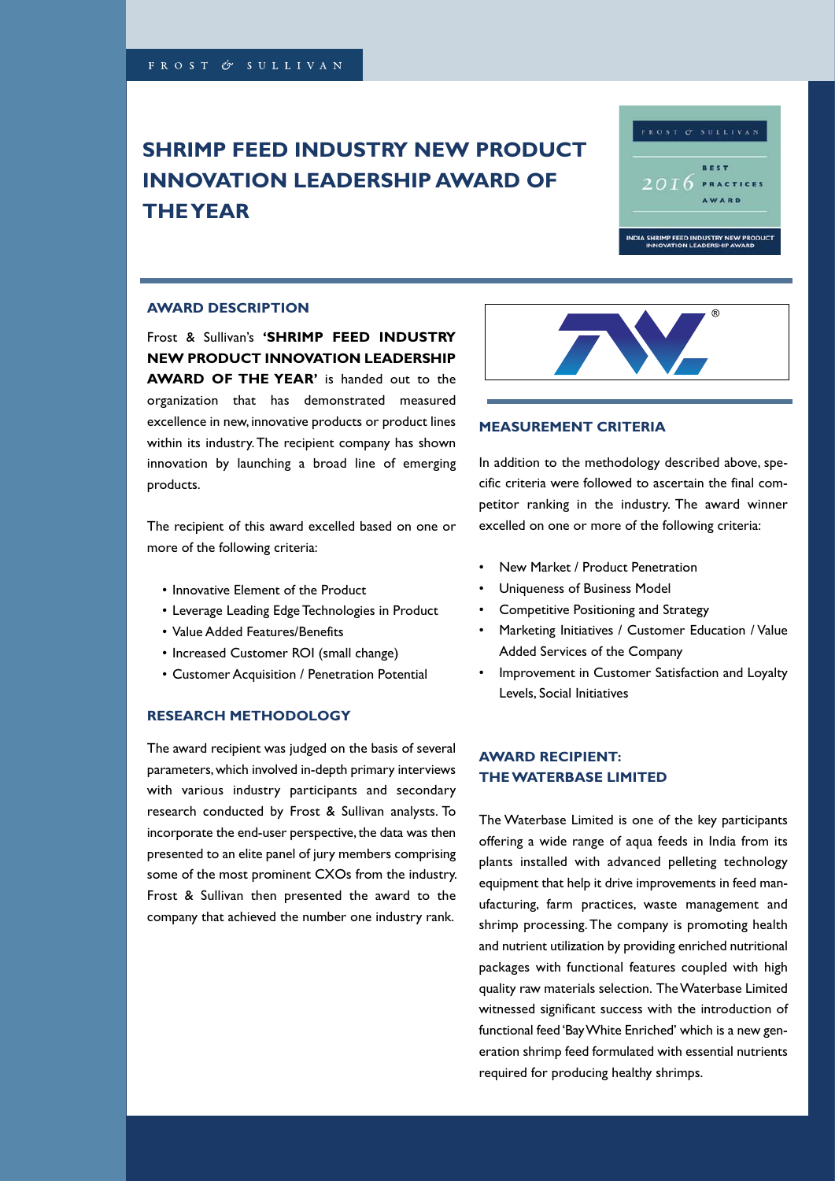# SHRIMP FEED INDUSTRY NEW PRODUCT INNOVATION LEADERSHIP AWARD OF THE YEAR

FROST & SULLIVAN

2016 BEST PRACTICES AWARD

INDIA SHRIMP FEED INDUSTRY NEW PRODUCT INNOVATION LEADERSHIP AWARD

## AWARD DESCRIPTION

Frost & Sullivan's **'SHRIMP FEED INDUSTRY NEW PRODUCT INNOVATION LEADERSHIP AWARD OF THE YEAR'** is handed out to the organization that has demonstrated measured excellence in new, innovative products or product lines within its industry. The recipient company has shown innovation by launching a broad line of emerging products.

The recipient of this award excelled based on one or more of the following criteria:

- Innovative Element of the Product
- Leverage Leading Edge Technologies in Product
- Value Added Features/Benefits
- Increased Customer ROI (small change)
- Customer Acquisition / Penetration Potential

## RESEARCH METHODOLOGY

The award recipient was judged on the basis of several parameters, which involved in-depth primary interviews with various industry participants and secondary research conducted by Frost & Sullivan analysts. To incorporate the end-user perspective, the data was then presented to an elite panel of jury members comprising some of the most prominent CXOs from the industry. Frost & Sullivan then presented the award to the company that achieved the number one industry rank.

## MEASUREMENT CRITERIA

In addition to the methodology described above, specific criteria were followed to ascertain the final competitor ranking in the industry. The award winner excelled on one or more of the following criteria:

- New Market / Product Penetration
- Uniqueness of Business Model
- Competitive Positioning and Strategy
- Marketing Initiatives / Customer Education / Value Added Services of the Company
- Improvement in Customer Satisfaction and Loyalty Levels, Social Initiatives

## AWARD RECIPIENT: THE WATERBASE LIMITED

The Waterbase Limited is one of the key participants offering a wide range of aqua feeds in India from its plants installed with advanced pelleting technology equipment that help it drive improvements in feed manufacturing, farm practices, waste management and shrimp processing. The company is promoting health and nutrient utilization by providing enriched nutritional packages with functional features coupled with high quality raw materials selection. The Waterbase Limited witnessed significant success with the introduction of functional feed 'Bay White Enriched' which is a new generation shrimp feed formulated with essential nutrients required for producing healthy shrimps.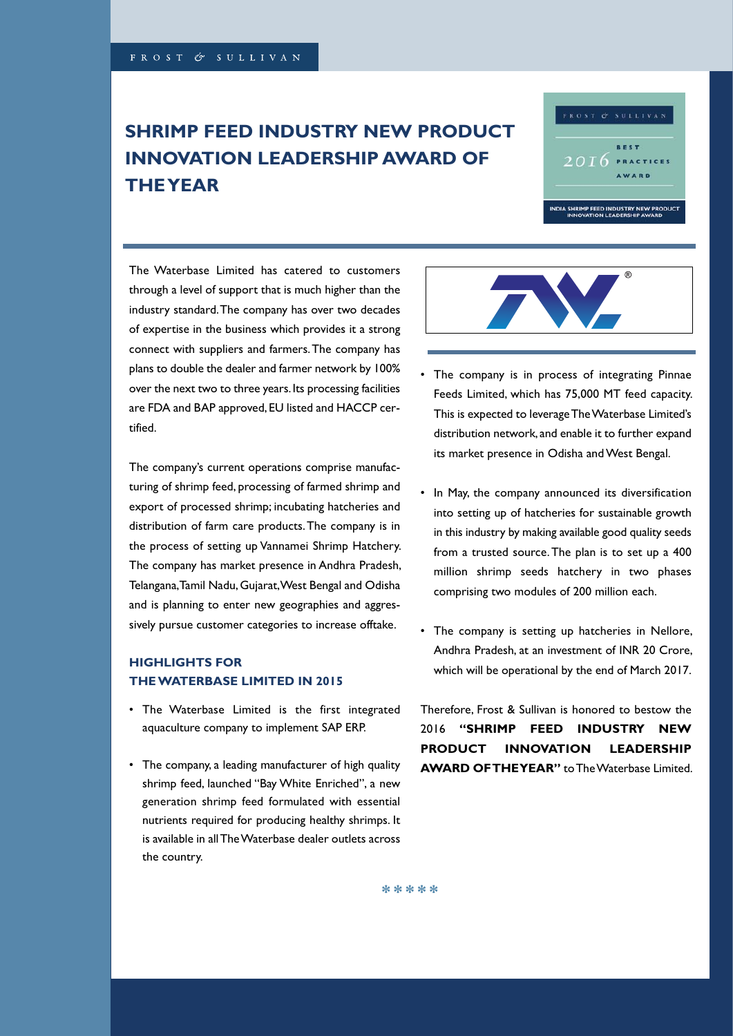# SHRIMP FEED INDUSTRY NEW PRODUCT INNOVATION LEADERSHIP AWARD OF THE YEAR

FROST & SULLIVAN

2016 BEST PRACTICES AWARD

INDIA SHRIMP FEED INDUSTRY NEW PRODUCT INNOVATION LEADERSHIP AWARD

The Waterbase Limited has catered to customers through a level of support that is much higher than the industry standard. The company has over two decades of expertise in the business which provides it a strong connect with suppliers and farmers. The company has plans to double the dealer and farmer network by 100% over the next two to three years. Its processing facilities are FDA and BAP approved, EU listed and HACCP certified.

The company's current operations comprise manufacturing of shrimp feed, processing of farmed shrimp and export of processed shrimp; incubating hatcheries and distribution of farm care products. The company is in the process of setting up Vannamei Shrimp Hatchery. The company has market presence in Andhra Pradesh, Telangana, Tamil Nadu, Gujarat, West Bengal and Odisha and is planning to enter new geographies and aggressively pursue customer categories to increase offtake.

### HIGHLIGHTS FOR THE WATERBASE LIMITED IN 2015

- The Waterbase Limited is the first integrated aquaculture company to implement SAP ERP.
- The company, a leading manufacturer of high quality shrimp feed, launched "Bay White Enriched", a new generation shrimp feed formulated with essential nutrients required for producing healthy shrimps. It is available in all The Waterbase dealer outlets across the country.
- The company is in process of integrating Pinnae Feeds Limited, which has 75,000 MT feed capacity. This is expected to leverage The Waterbase Limited's distribution network, and enable it to further expand its market presence in Odisha and West Bengal.
- In May, the company announced its diversification into setting up of hatcheries for sustainable growth in this industry by making available good quality seeds from a trusted source. The plan is to set up a 400 million shrimp seeds hatchery in two phases comprising two modules of 200 million each.
- The company is setting up hatcheries in Nellore, Andhra Pradesh, at an investment of INR 20 Crore, which will be operational by the end of March 2017.

Therefore, Frost & Sullivan is honored to bestow the 2016 **"SHRIMP FEED INDUSTRY NEW PRODUCT INNOVATION LEADERSHIP AWARD OF THE YEAR"** to The Waterbase Limited.

*****